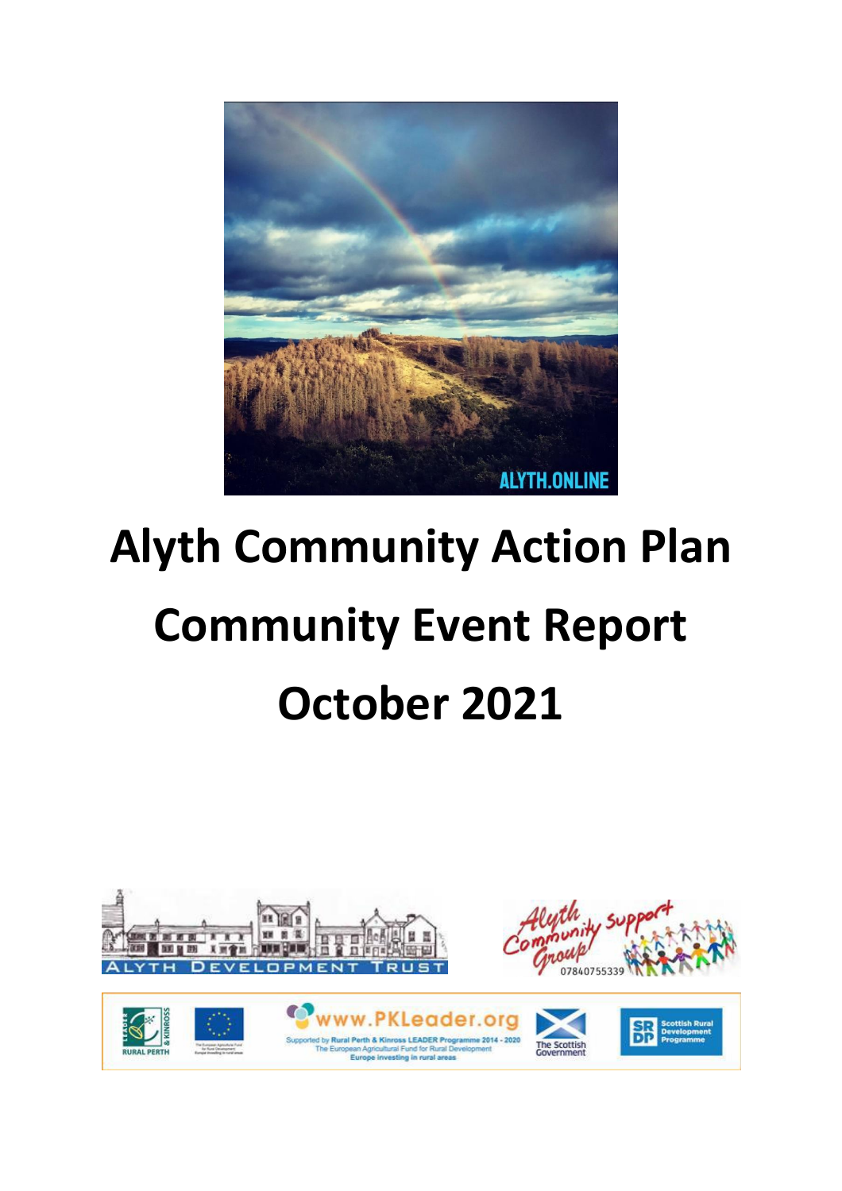# Alyth Community Action Plan

# Community Event Report

# October 2021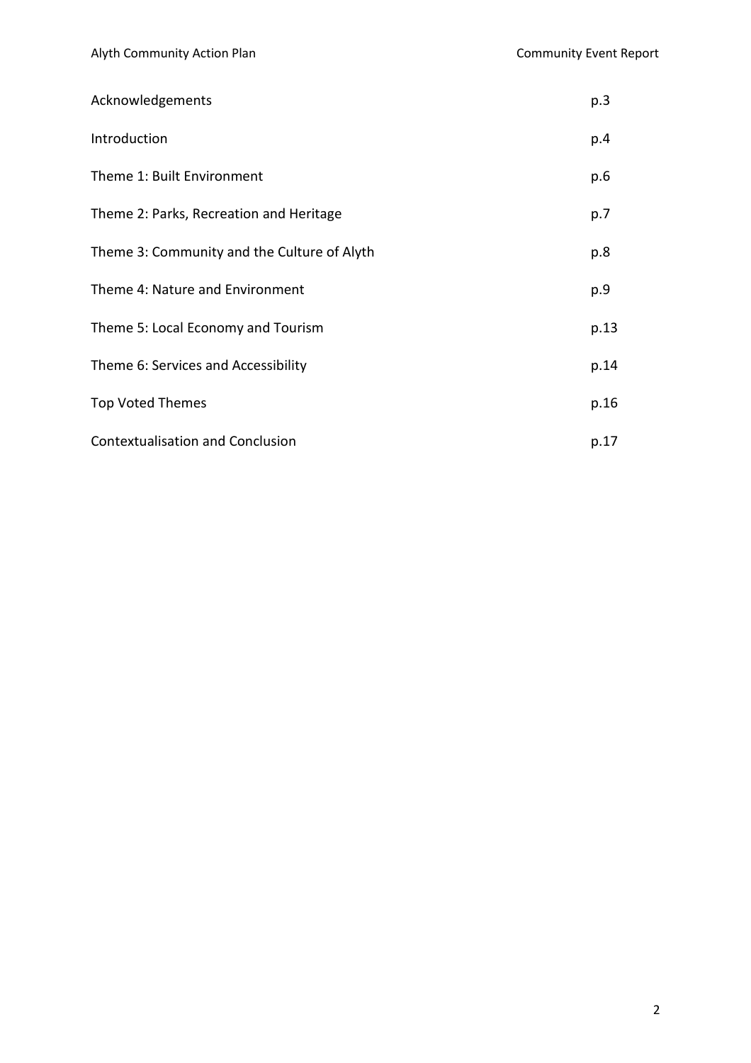| | |
|---|---|
| Acknowledgements | p.3 |
| Introduction | p.4 |
| Theme 1: Built Environment | p.6 |
| Theme 2: Parks, Recreation and Heritage | p.7 |
| Theme 3: Community and the Culture of Alyth | p.8 |
| Theme 4: Nature and Environment | p.9 |
| Theme 5: Local Economy and Tourism | p.13 |
| Theme 6: Services and Accessibility | p.14 |
| Top Voted Themes | p.16 |
| Contextualisation and Conclusion | p.17 |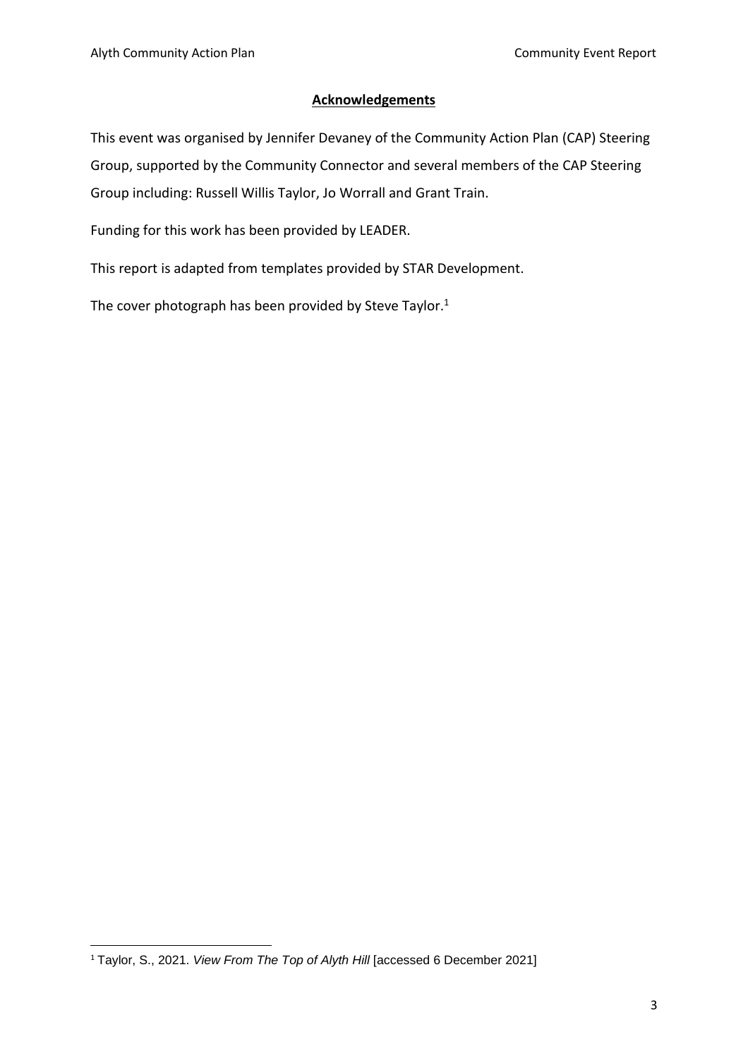## Acknowledgements

This event was organised by Jennifer Devaney of the Community Action Plan (CAP) Steering Group, supported by the Community Connector and several members of the CAP Steering Group including: Russell Willis Taylor, Jo Worrall and Grant Train.

Funding for this work has been provided by LEADER.

This report is adapted from templates provided by STAR Development.

The cover photograph has been provided by Steve Taylor.[1]

[1] Taylor, S., 2021. *View From The Top of Alyth Hill* [accessed 6 December 2021]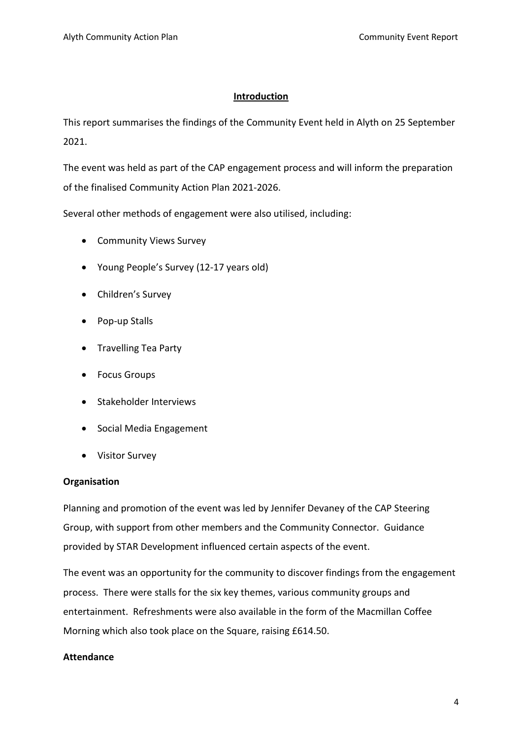## Introduction

This report summarises the findings of the Community Event held in Alyth on 25 September 2021.

The event was held as part of the CAP engagement process and will inform the preparation of the finalised Community Action Plan 2021-2026.

Several other methods of engagement were also utilised, including:

- Community Views Survey
- Young People's Survey (12-17 years old)
- Children's Survey
- Pop-up Stalls
- Travelling Tea Party
- Focus Groups
- Stakeholder Interviews
- Social Media Engagement
- Visitor Survey

**Organisation**

Planning and promotion of the event was led by Jennifer Devaney of the CAP Steering Group, with support from other members and the Community Connector. Guidance provided by STAR Development influenced certain aspects of the event.

The event was an opportunity for the community to discover findings from the engagement process. There were stalls for the six key themes, various community groups and entertainment. Refreshments were also available in the form of the Macmillan Coffee Morning which also took place on the Square, raising £614.50.

**Attendance**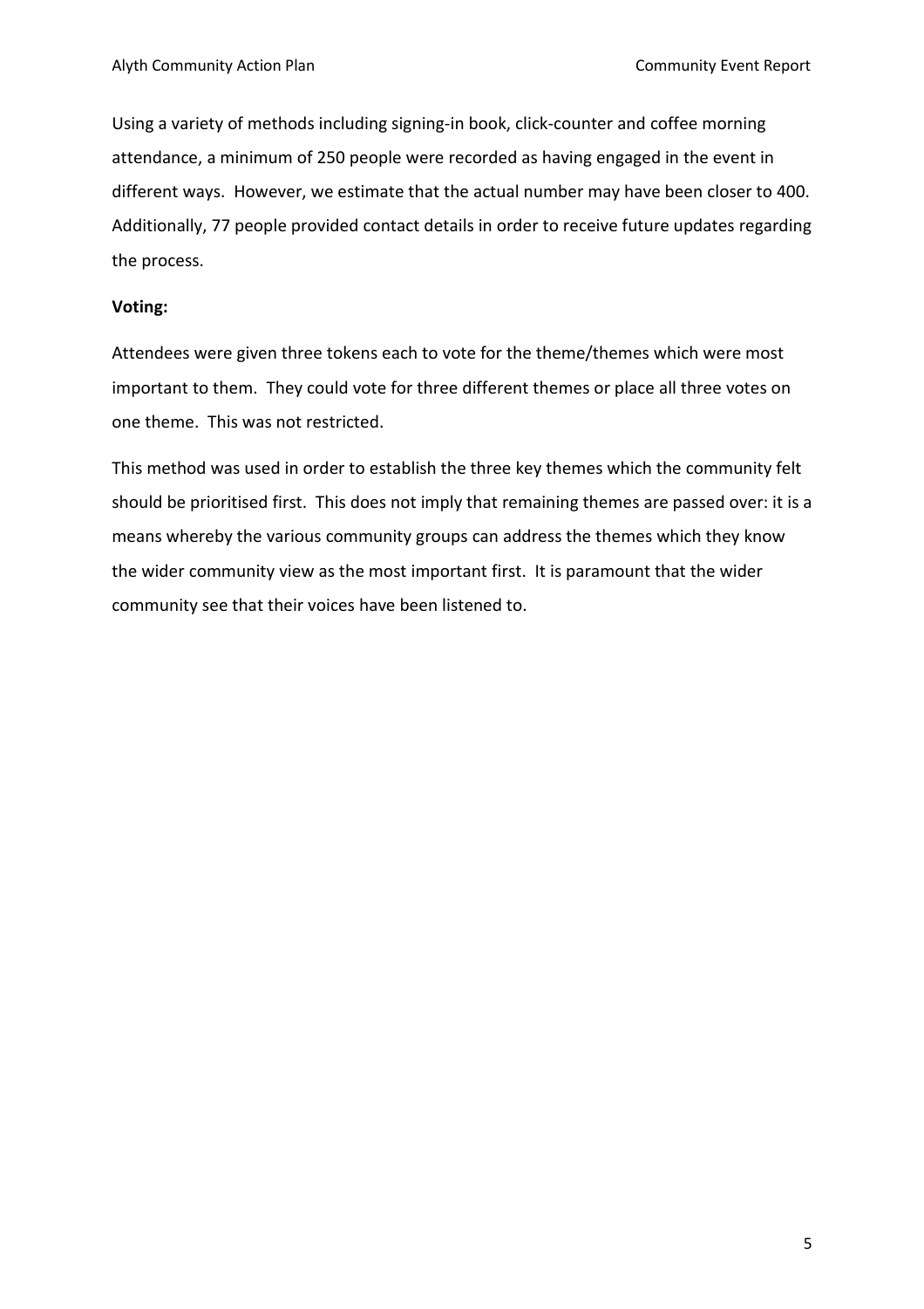Using a variety of methods including signing-in book, click-counter and coffee morning attendance, a minimum of 250 people were recorded as having engaged in the event in different ways. However, we estimate that the actual number may have been closer to 400. Additionally, 77 people provided contact details in order to receive future updates regarding the process.

**Voting:**

Attendees were given three tokens each to vote for the theme/themes which were most important to them. They could vote for three different themes or place all three votes on one theme. This was not restricted.

This method was used in order to establish the three key themes which the community felt should be prioritised first. This does not imply that remaining themes are passed over: it is a means whereby the various community groups can address the themes which they know the wider community view as the most important first. It is paramount that the wider community see that their voices have been listened to.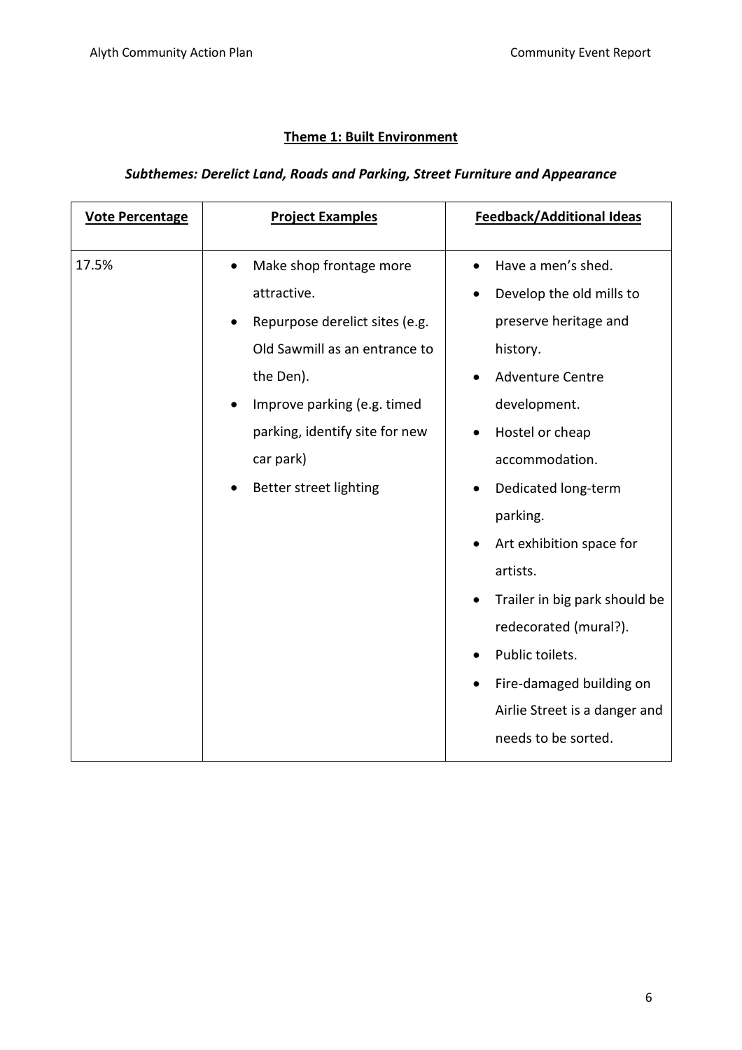## Theme 1: Built Environment

### *Subthemes: Derelict Land, Roads and Parking, Street Furniture and Appearance*

| Vote Percentage | Project Examples | Feedback/Additional Ideas |
| --- | --- | --- |
| 17.5% | • Make shop frontage more attractive.<br>• Repurpose derelict sites (e.g. Old Sawmill as an entrance to the Den).<br>• Improve parking (e.g. timed parking, identify site for new car park)<br>• Better street lighting | • Have a men's shed.<br>• Develop the old mills to preserve heritage and history.<br>• Adventure Centre development.<br>• Hostel or cheap accommodation.<br>• Dedicated long-term parking.<br>• Art exhibition space for artists.<br>• Trailer in big park should be redecorated (mural?).<br>• Public toilets.<br>• Fire-damaged building on Airlie Street is a danger and needs to be sorted. |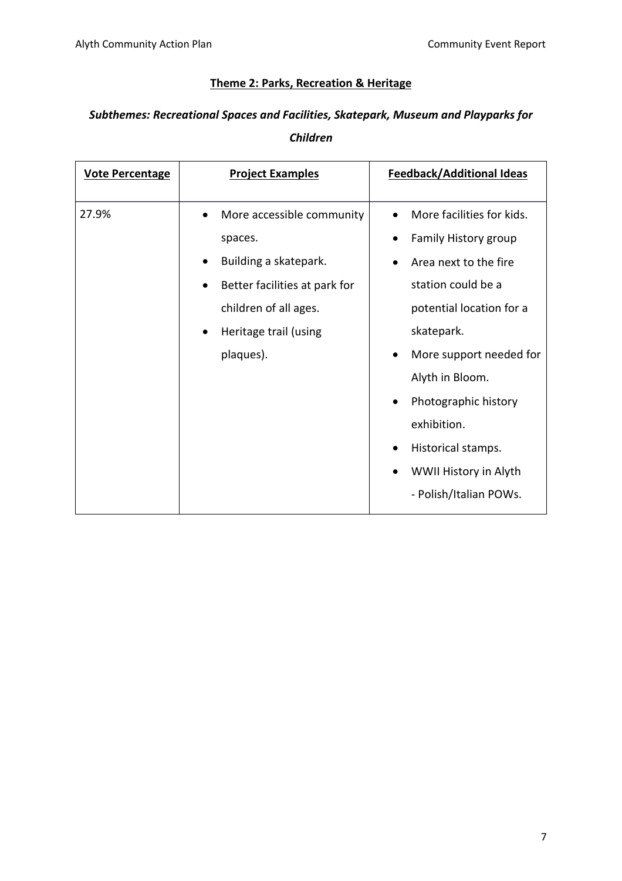**Theme 2: Parks, Recreation & Heritage**

***Subthemes: Recreational Spaces and Facilities, Skatepark, Museum and Playparks for Children***

| Vote Percentage | Project Examples | Feedback/Additional Ideas |
|---|---|---|
| 27.9% | • More accessible community spaces.<br>• Building a skatepark.<br>• Better facilities at park for children of all ages.<br>• Heritage trail (using plaques). | • More facilities for kids.<br>• Family History group<br>• Area next to the fire station could be a potential location for a skatepark.<br>• More support needed for Alyth in Bloom.<br>• Photographic history exhibition.<br>• Historical stamps.<br>• WWII History in Alyth - Polish/Italian POWs. |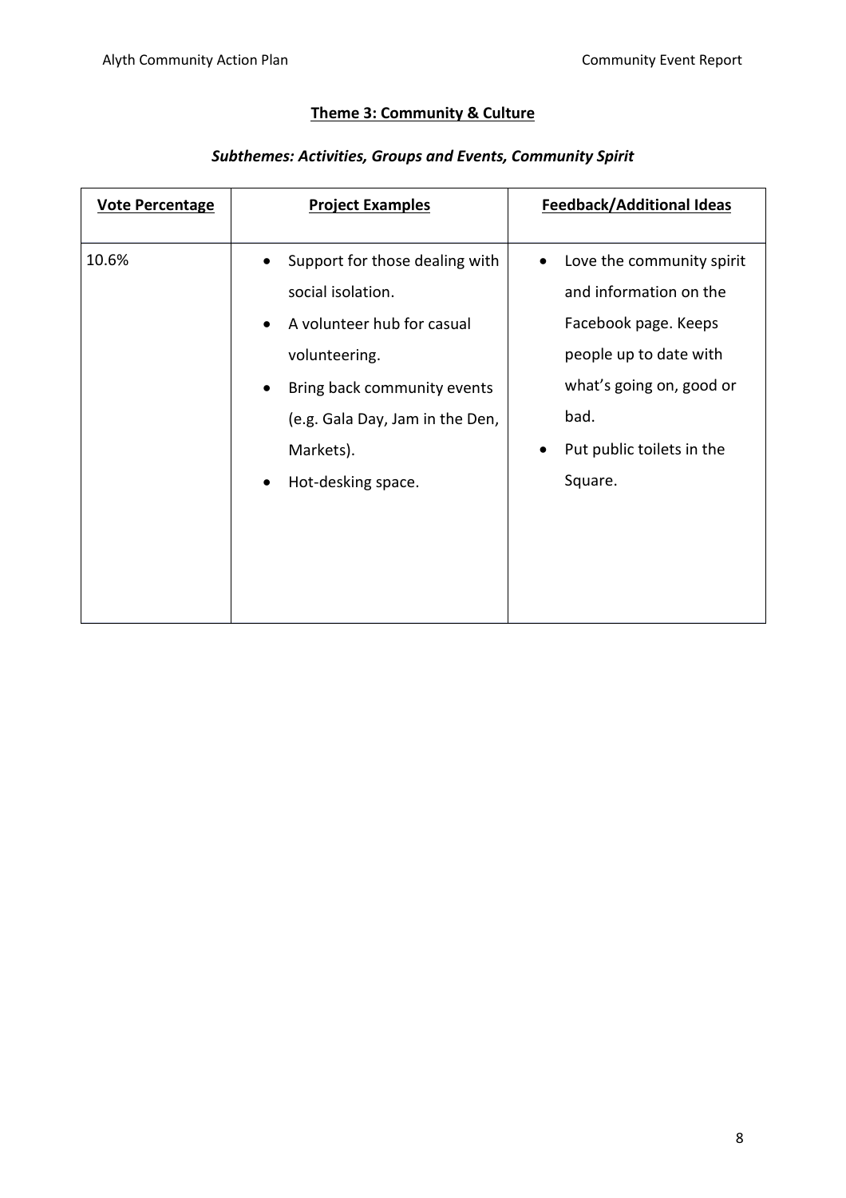## **Theme 3: Community & Culture**

***Subthemes: Activities, Groups and Events, Community Spirit***

| **Vote Percentage** | **Project Examples** | **Feedback/Additional Ideas** |
|---|---|---|
| 10.6% | • Support for those dealing with social isolation.<br>• A volunteer hub for casual volunteering.<br>• Bring back community events (e.g. Gala Day, Jam in the Den, Markets).<br>• Hot-desking space. | • Love the community spirit and information on the Facebook page. Keeps people up to date with what's going on, good or bad.<br>• Put public toilets in the Square. |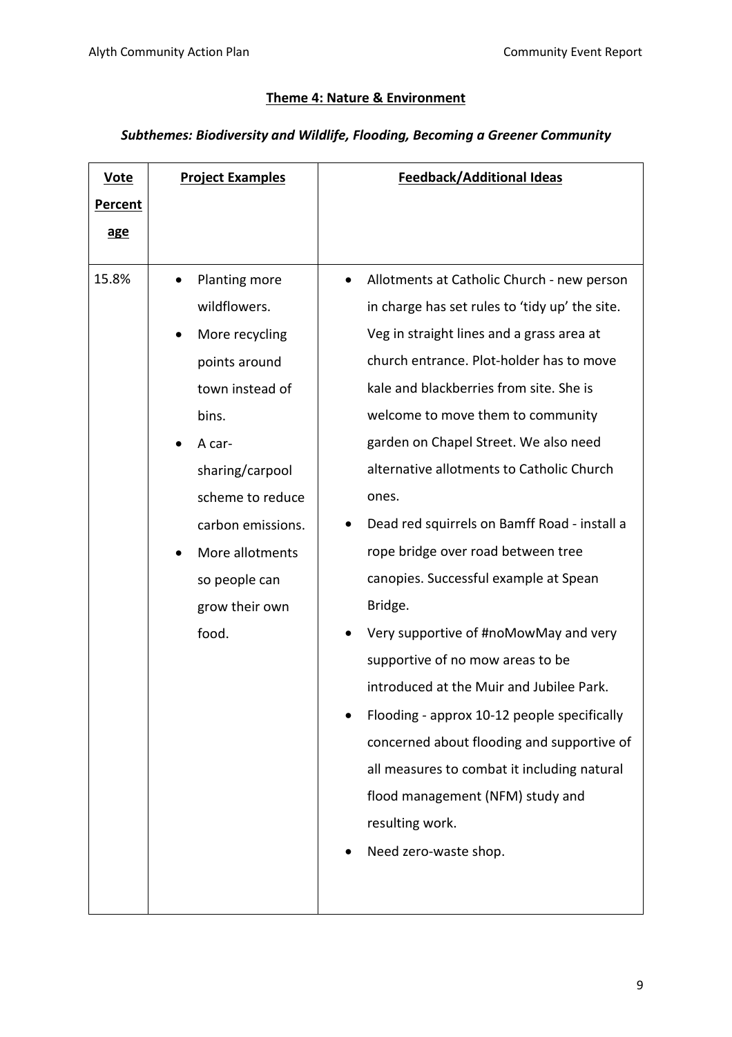## Theme 4: Nature & Environment

### *Subthemes: Biodiversity and Wildlife, Flooding, Becoming a Greener Community*

| Vote Percentage | Project Examples | Feedback/Additional Ideas |
|---|---|---|
| 15.8% | • Planting more wildflowers.<br>• More recycling points around town instead of bins.<br>• A car-sharing/carpool scheme to reduce carbon emissions.<br>• More allotments so people can grow their own food. | • Allotments at Catholic Church - new person in charge has set rules to 'tidy up' the site. Veg in straight lines and a grass area at church entrance. Plot-holder has to move kale and blackberries from site. She is welcome to move them to community garden on Chapel Street. We also need alternative allotments to Catholic Church ones.<br>• Dead red squirrels on Bamff Road - install a rope bridge over road between tree canopies. Successful example at Spean Bridge.<br>• Very supportive of #noMowMay and very supportive of no mow areas to be introduced at the Muir and Jubilee Park.<br>• Flooding - approx 10-12 people specifically concerned about flooding and supportive of all measures to combat it including natural flood management (NFM) study and resulting work.<br>• Need zero-waste shop. |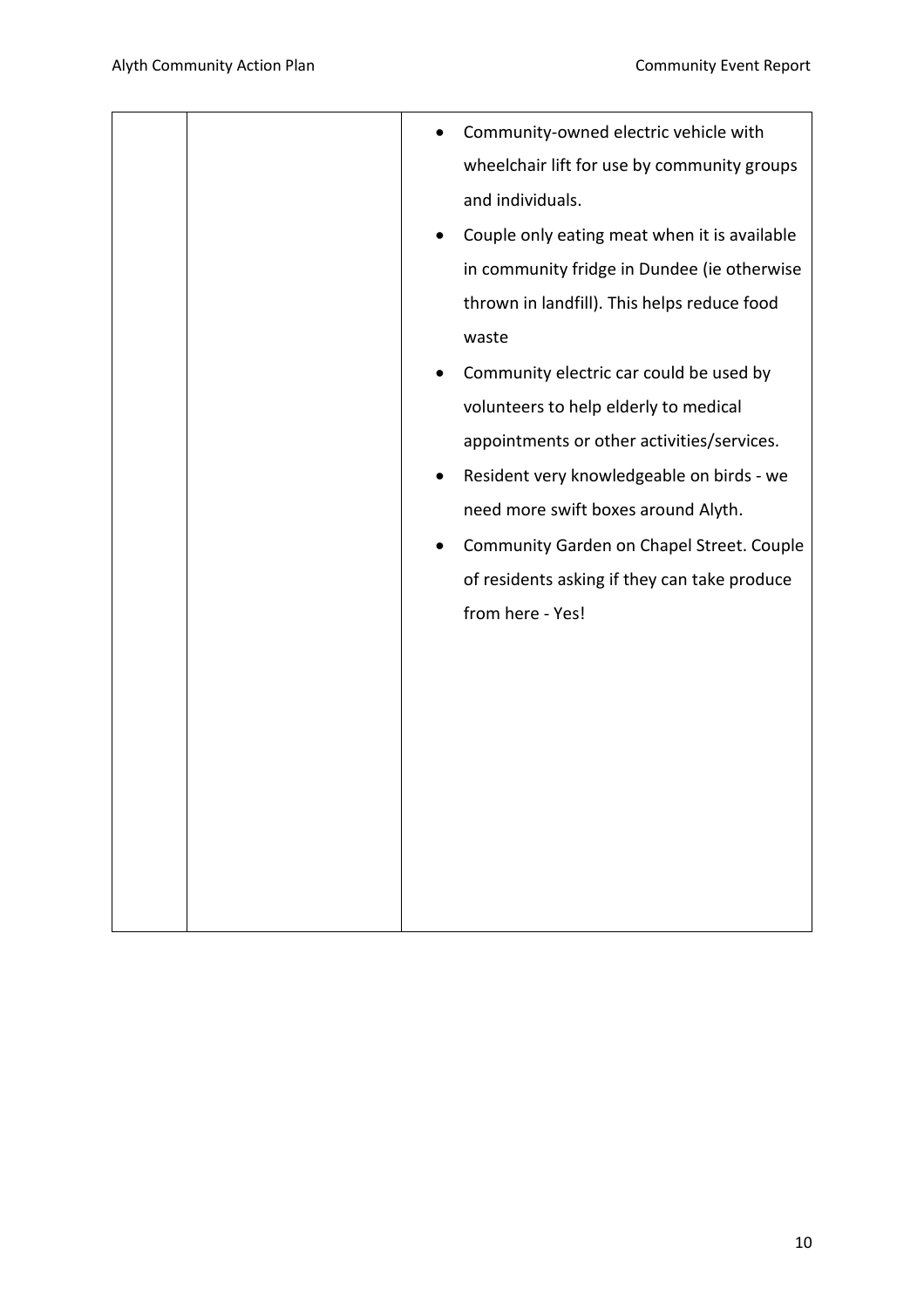| | | • Community-owned electric vehicle with wheelchair lift for use by community groups and individuals.<br>• Couple only eating meat when it is available in community fridge in Dundee (ie otherwise thrown in landfill). This helps reduce food waste<br>• Community electric car could be used by volunteers to help elderly to medical appointments or other activities/services.<br>• Resident very knowledgeable on birds - we need more swift boxes around Alyth.<br>• Community Garden on Chapel Street. Couple of residents asking if they can take produce from here - Yes! |
|---|---|---|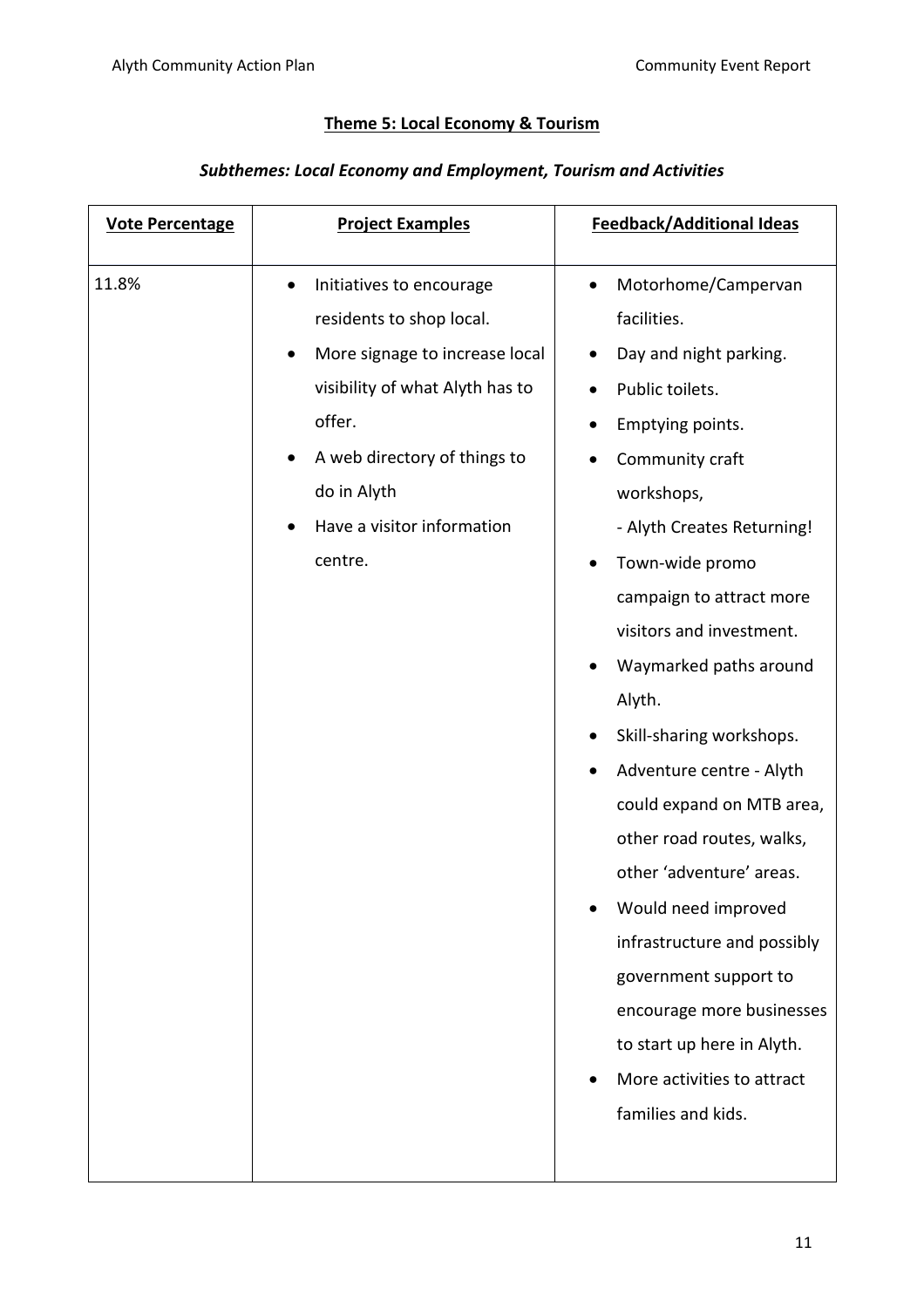## Theme 5: Local Economy & Tourism

### *Subthemes: Local Economy and Employment, Tourism and Activities*

| Vote Percentage | Project Examples | Feedback/Additional Ideas |
|---|---|---|
| 11.8% | • Initiatives to encourage residents to shop local.<br>• More signage to increase local visibility of what Alyth has to offer.<br>• A web directory of things to do in Alyth<br>• Have a visitor information centre. | • Motorhome/Campervan facilities.<br>• Day and night parking.<br>• Public toilets.<br>• Emptying points.<br>• Community craft workshops,<br>- Alyth Creates Returning!<br>• Town-wide promo campaign to attract more visitors and investment.<br>• Waymarked paths around Alyth.<br>• Skill-sharing workshops.<br>• Adventure centre - Alyth could expand on MTB area, other road routes, walks, other 'adventure' areas.<br>• Would need improved infrastructure and possibly government support to encourage more businesses to start up here in Alyth.<br>• More activities to attract families and kids. |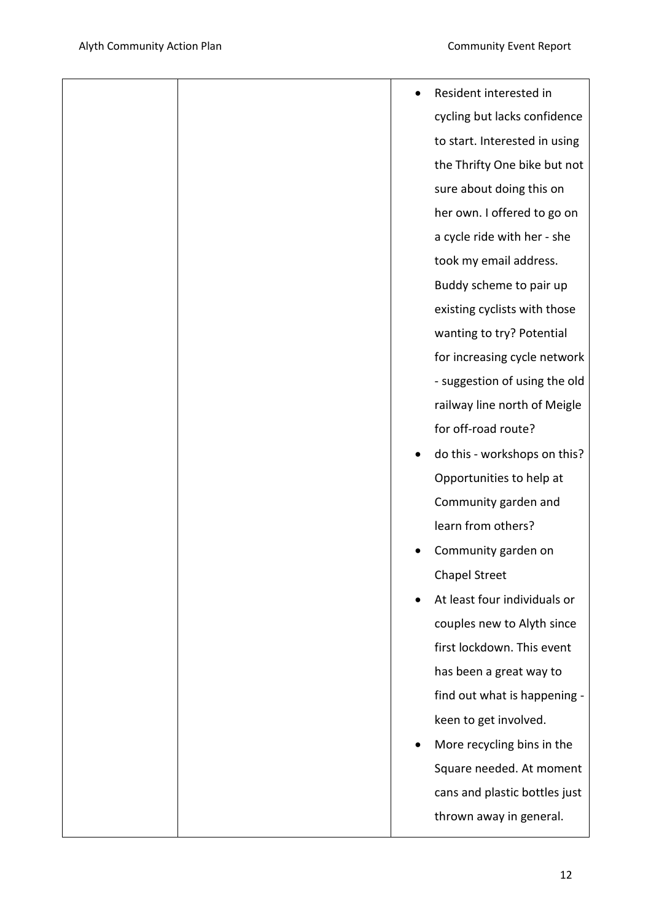| | | |
|---|---|---|
| | | • Resident interested in cycling but lacks confidence to start. Interested in using the Thrifty One bike but not sure about doing this on her own. I offered to go on a cycle ride with her - she took my email address. Buddy scheme to pair up existing cyclists with those wanting to try? Potential for increasing cycle network - suggestion of using the old railway line north of Meigle for off-road route?<br>• do this - workshops on this? Opportunities to help at Community garden and learn from others?<br>• Community garden on Chapel Street<br>• At least four individuals or couples new to Alyth since first lockdown. This event has been a great way to find out what is happening - keen to get involved.<br>• More recycling bins in the Square needed. At moment cans and plastic bottles just thrown away in general. |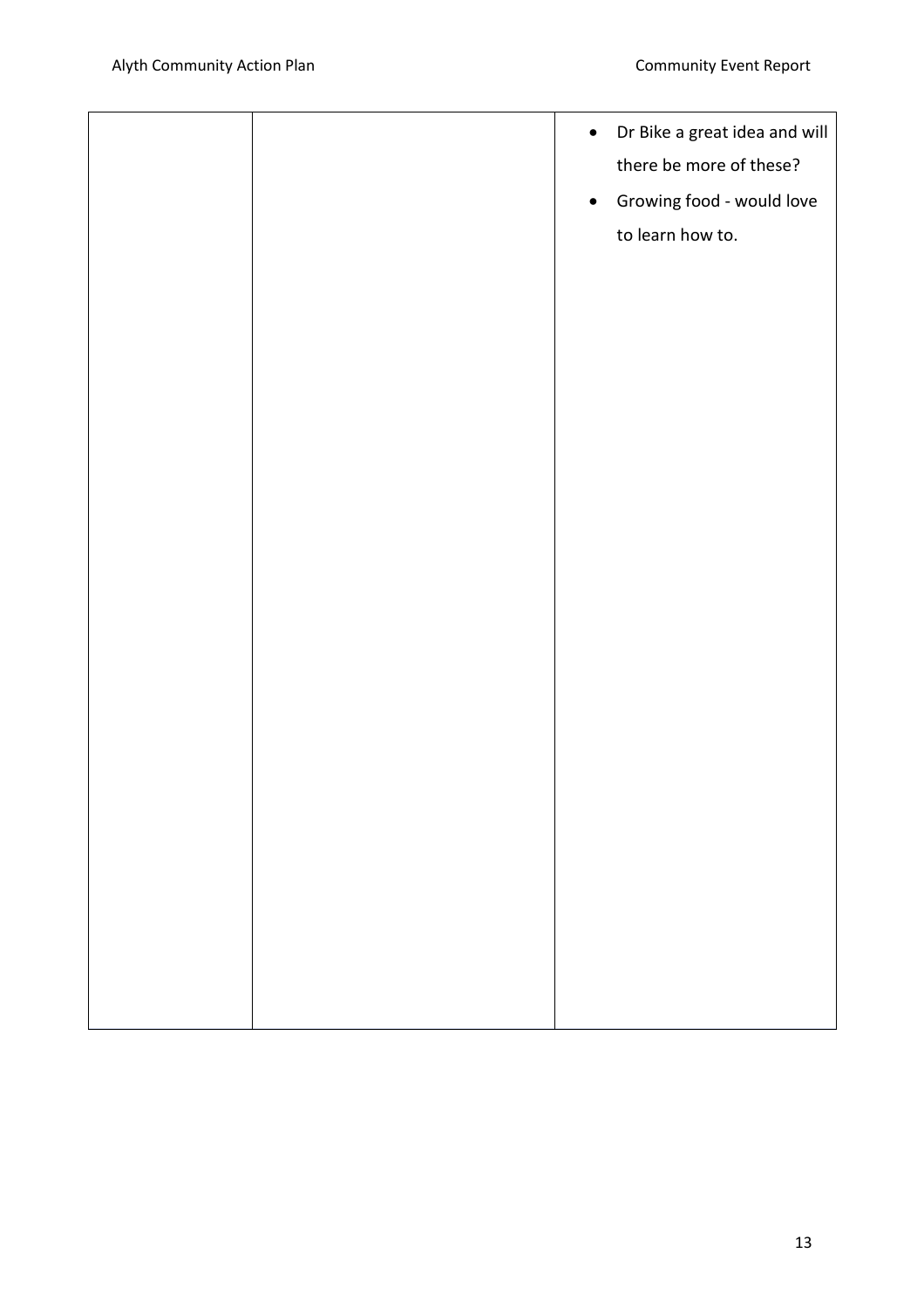|  |  |  |
|---|---|---|
|  |  | • Dr Bike a great idea and will there be more of these?<br>• Growing food - would love to learn how to. |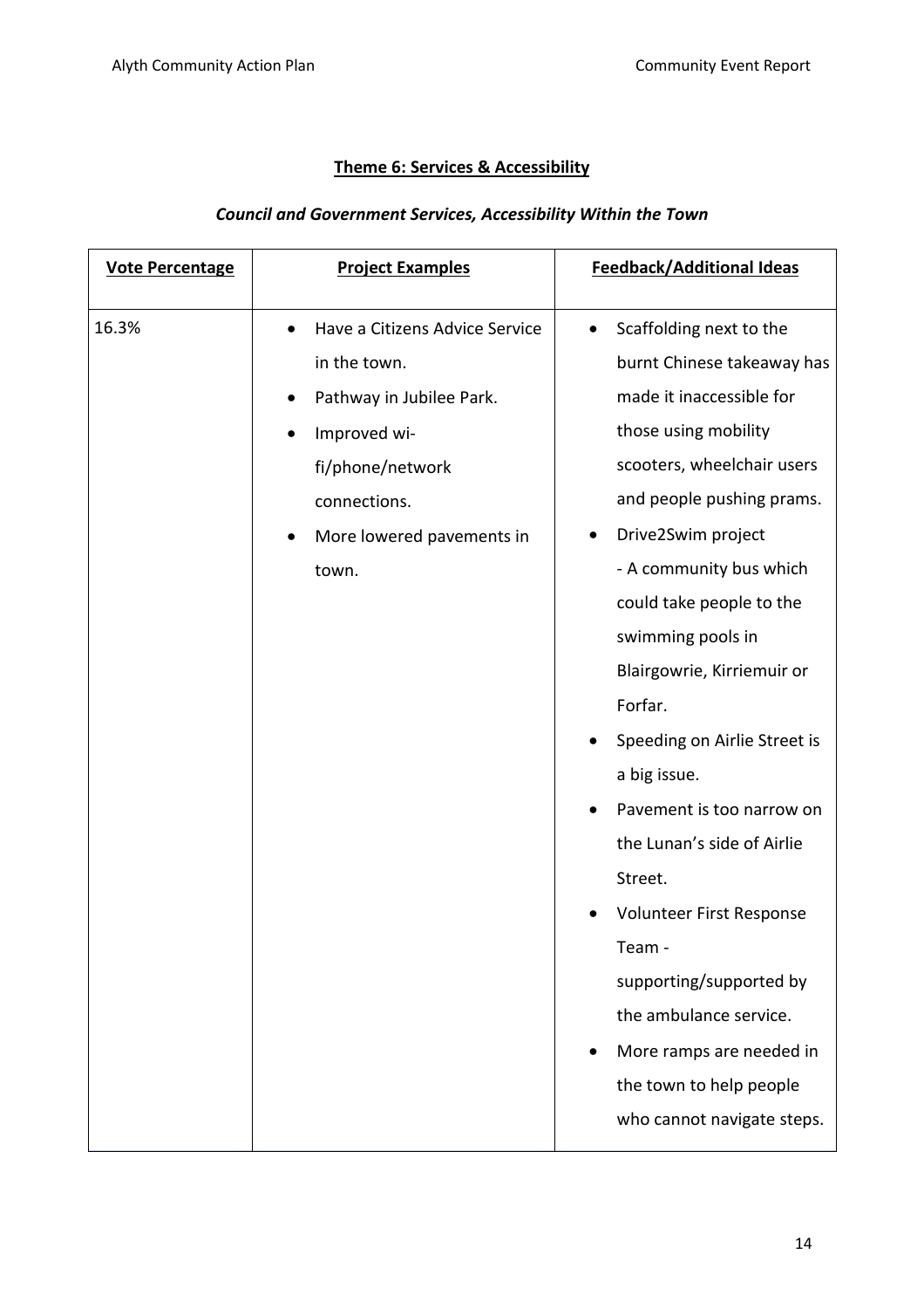## Theme 6: Services & Accessibility

### *Council and Government Services, Accessibility Within the Town*

| Vote Percentage | Project Examples | Feedback/Additional Ideas |
| --- | --- | --- |
| 16.3% | • Have a Citizens Advice Service in the town.<br>• Pathway in Jubilee Park.<br>• Improved wi-fi/phone/network connections.<br>• More lowered pavements in town. | • Scaffolding next to the burnt Chinese takeaway has made it inaccessible for those using mobility scooters, wheelchair users and people pushing prams.<br>• Drive2Swim project - A community bus which could take people to the swimming pools in Blairgowrie, Kirriemuir or Forfar.<br>• Speeding on Airlie Street is a big issue.<br>• Pavement is too narrow on the Lunan's side of Airlie Street.<br>• Volunteer First Response Team - supporting/supported by the ambulance service.<br>• More ramps are needed in the town to help people who cannot navigate steps. |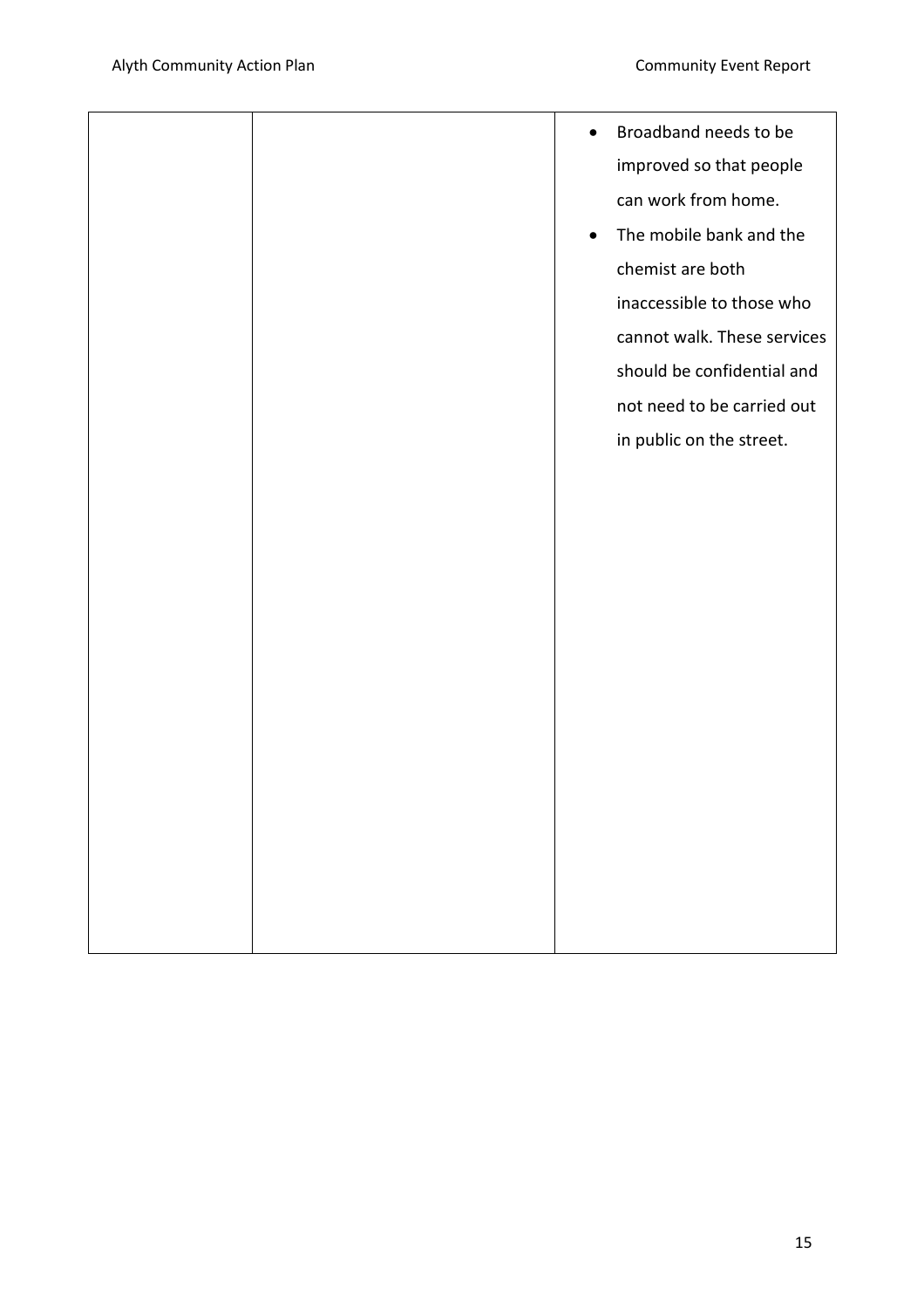|  |  |  |
|---|---|---|
|  |  | • Broadband needs to be improved so that people can work from home.<br>• The mobile bank and the chemist are both inaccessible to those who cannot walk. These services should be confidential and not need to be carried out in public on the street. |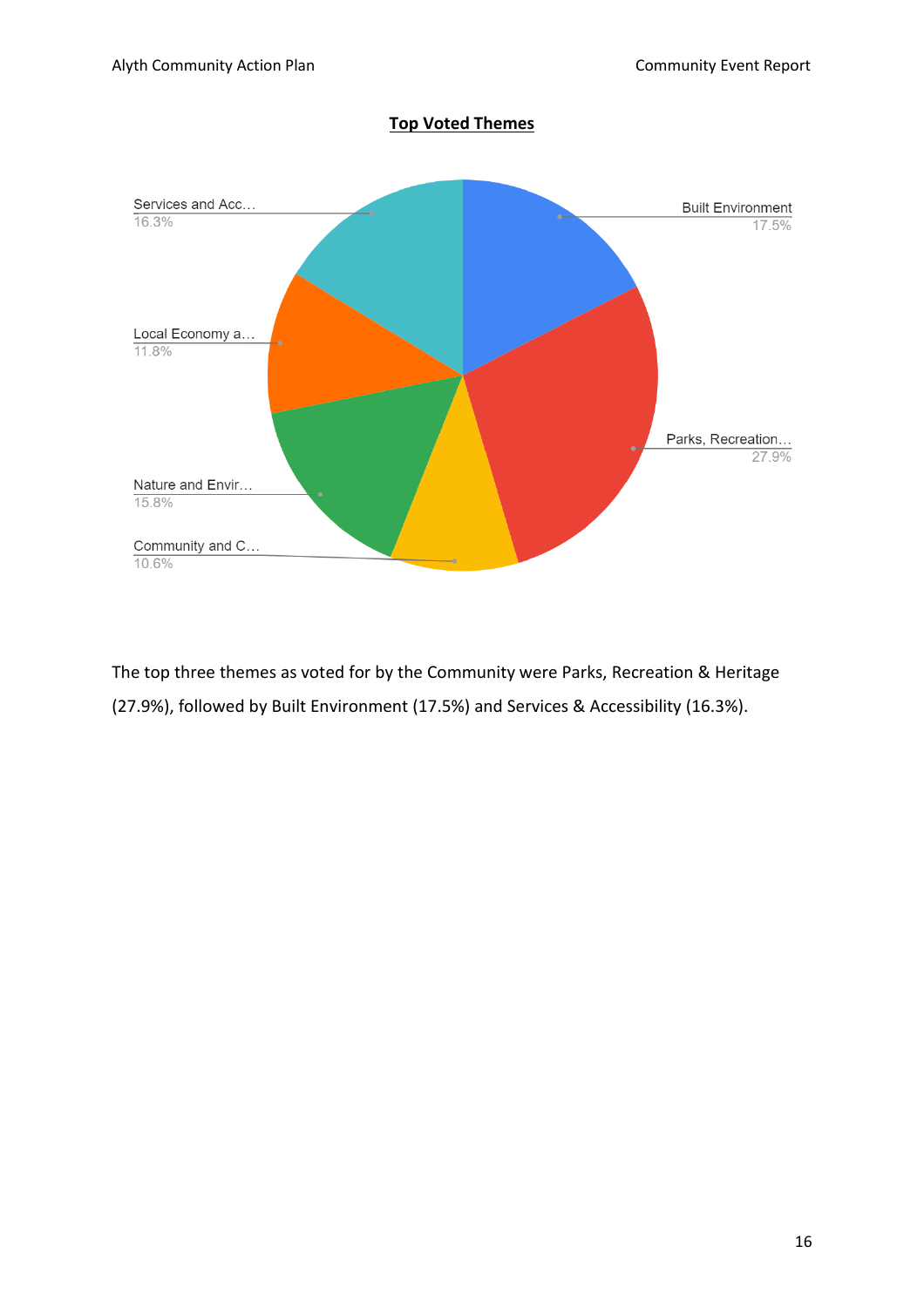**Top Voted Themes**

Services and Acc…
16.3%

Built Environment
17.5%

Local Economy a…
11.8%

Parks, Recreation…
27.9%

Nature and Envir…
15.8%

Community and C…
10.6%

The top three themes as voted for by the Community were Parks, Recreation & Heritage (27.9%), followed by Built Environment (17.5%) and Services & Accessibility (16.3%).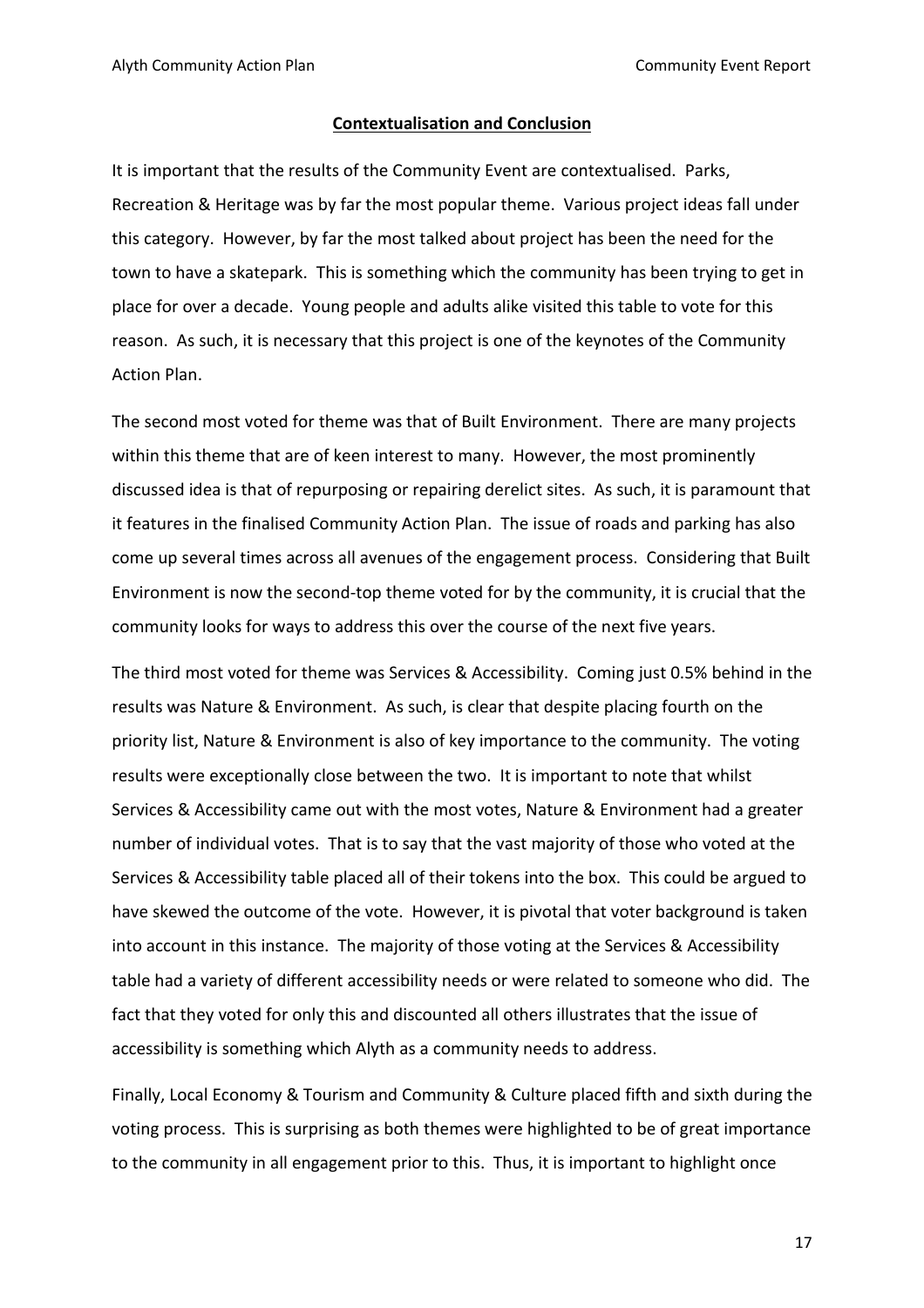## Contextualisation and Conclusion

It is important that the results of the Community Event are contextualised. Parks, Recreation & Heritage was by far the most popular theme. Various project ideas fall under this category. However, by far the most talked about project has been the need for the town to have a skatepark. This is something which the community has been trying to get in place for over a decade. Young people and adults alike visited this table to vote for this reason. As such, it is necessary that this project is one of the keynotes of the Community Action Plan.

The second most voted for theme was that of Built Environment. There are many projects within this theme that are of keen interest to many. However, the most prominently discussed idea is that of repurposing or repairing derelict sites. As such, it is paramount that it features in the finalised Community Action Plan. The issue of roads and parking has also come up several times across all avenues of the engagement process. Considering that Built Environment is now the second-top theme voted for by the community, it is crucial that the community looks for ways to address this over the course of the next five years.

The third most voted for theme was Services & Accessibility. Coming just 0.5% behind in the results was Nature & Environment. As such, is clear that despite placing fourth on the priority list, Nature & Environment is also of key importance to the community. The voting results were exceptionally close between the two. It is important to note that whilst Services & Accessibility came out with the most votes, Nature & Environment had a greater number of individual votes. That is to say that the vast majority of those who voted at the Services & Accessibility table placed all of their tokens into the box. This could be argued to have skewed the outcome of the vote. However, it is pivotal that voter background is taken into account in this instance. The majority of those voting at the Services & Accessibility table had a variety of different accessibility needs or were related to someone who did. The fact that they voted for only this and discounted all others illustrates that the issue of accessibility is something which Alyth as a community needs to address.

Finally, Local Economy & Tourism and Community & Culture placed fifth and sixth during the voting process. This is surprising as both themes were highlighted to be of great importance to the community in all engagement prior to this. Thus, it is important to highlight once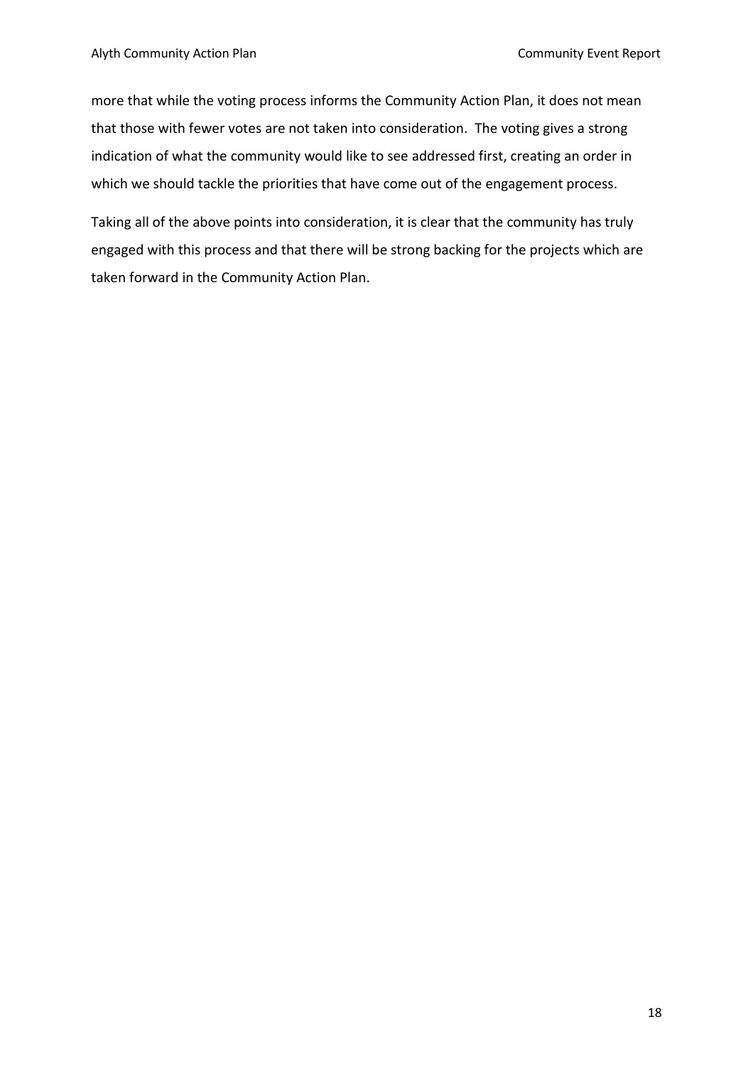more that while the voting process informs the Community Action Plan, it does not mean that those with fewer votes are not taken into consideration. The voting gives a strong indication of what the community would like to see addressed first, creating an order in which we should tackle the priorities that have come out of the engagement process.

Taking all of the above points into consideration, it is clear that the community has truly engaged with this process and that there will be strong backing for the projects which are taken forward in the Community Action Plan.